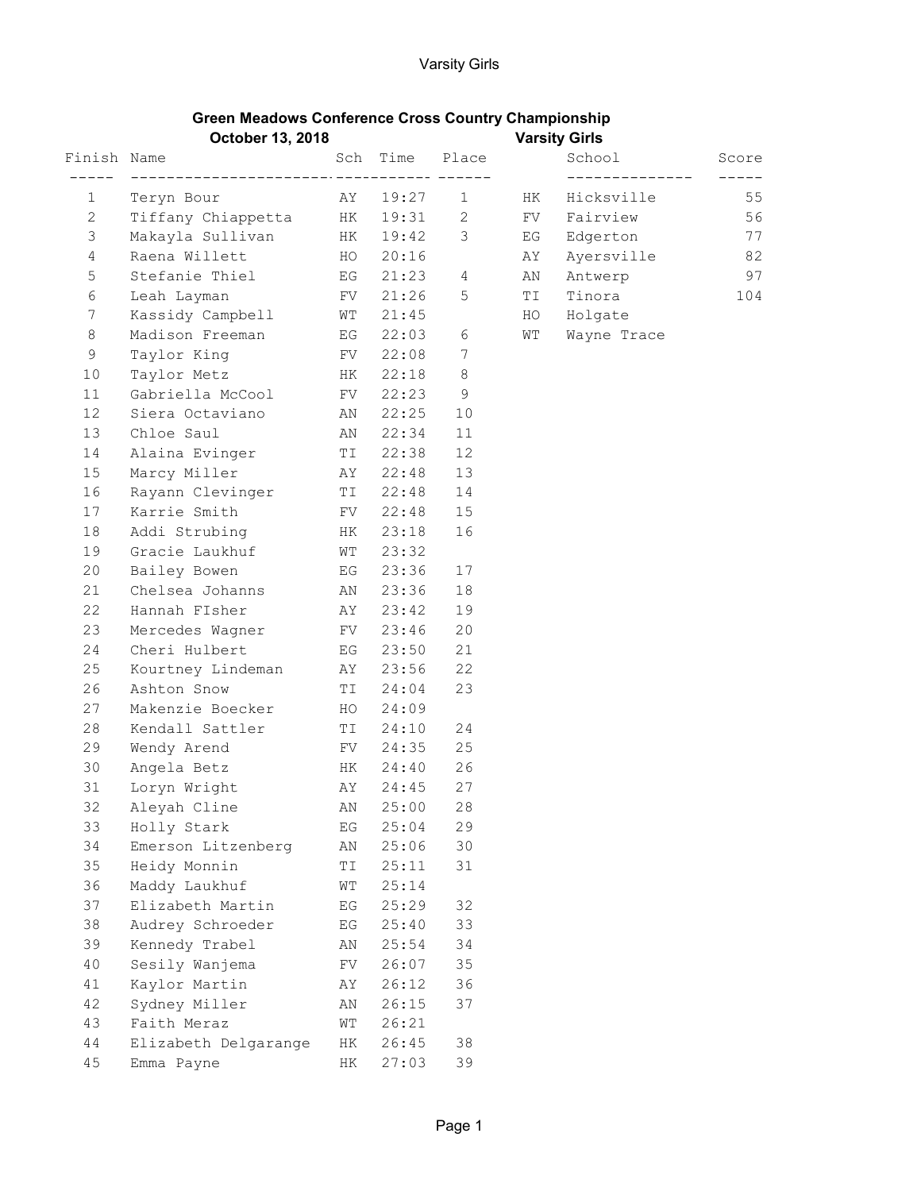Varsity Girls

## Green Meadows Conference Cross Country Championship

**October 13, 2018** **Varsity Girls**

| Finish | Name | Sch | Time | Place |
|---|---|---|---|---|
| 1 | Teryn Bour | AY | 19:27 | 1 |
| 2 | Tiffany Chiappetta | HK | 19:31 | 2 |
| 3 | Makayla Sullivan | HK | 19:42 | 3 |
| 4 | Raena Willett | HO | 20:16 | |
| 5 | Stefanie Thiel | EG | 21:23 | 4 |
| 6 | Leah Layman | FV | 21:26 | 5 |
| 7 | Kassidy Campbell | WT | 21:45 | |
| 8 | Madison Freeman | EG | 22:03 | 6 |
| 9 | Taylor King | FV | 22:08 | 7 |
| 10 | Taylor Metz | HK | 22:18 | 8 |
| 11 | Gabriella McCool | FV | 22:23 | 9 |
| 12 | Siera Octaviano | AN | 22:25 | 10 |
| 13 | Chloe Saul | AN | 22:34 | 11 |
| 14 | Alaina Evinger | TI | 22:38 | 12 |
| 15 | Marcy Miller | AY | 22:48 | 13 |
| 16 | Rayann Clevinger | TI | 22:48 | 14 |
| 17 | Karrie Smith | FV | 22:48 | 15 |
| 18 | Addi Strubing | HK | 23:18 | 16 |
| 19 | Gracie Laukhuf | WT | 23:32 | |
| 20 | Bailey Bowen | EG | 23:36 | 17 |
| 21 | Chelsea Johanns | AN | 23:36 | 18 |
| 22 | Hannah FIsher | AY | 23:42 | 19 |
| 23 | Mercedes Wagner | FV | 23:46 | 20 |
| 24 | Cheri Hulbert | EG | 23:50 | 21 |
| 25 | Kourtney Lindeman | AY | 23:56 | 22 |
| 26 | Ashton Snow | TI | 24:04 | 23 |
| 27 | Makenzie Boecker | HO | 24:09 | |
| 28 | Kendall Sattler | TI | 24:10 | 24 |
| 29 | Wendy Arend | FV | 24:35 | 25 |
| 30 | Angela Betz | HK | 24:40 | 26 |
| 31 | Loryn Wright | AY | 24:45 | 27 |
| 32 | Aleyah Cline | AN | 25:00 | 28 |
| 33 | Holly Stark | EG | 25:04 | 29 |
| 34 | Emerson Litzenberg | AN | 25:06 | 30 |
| 35 | Heidy Monnin | TI | 25:11 | 31 |
| 36 | Maddy Laukhuf | WT | 25:14 | |
| 37 | Elizabeth Martin | EG | 25:29 | 32 |
| 38 | Audrey Schroeder | EG | 25:40 | 33 |
| 39 | Kennedy Trabel | AN | 25:54 | 34 |
| 40 | Sesily Wanjema | FV | 26:07 | 35 |
| 41 | Kaylor Martin | AY | 26:12 | 36 |
| 42 | Sydney Miller | AN | 26:15 | 37 |
| 43 | Faith Meraz | WT | 26:21 | |
| 44 | Elizabeth Delgarange | HK | 26:45 | 38 |
| 45 | Emma Payne | HK | 27:03 | 39 |

| | School | Score |
|---|---|---|
| HK | Hicksville | 55 |
| FV | Fairview | 56 |
| EG | Edgerton | 77 |
| AY | Ayersville | 82 |
| AN | Antwerp | 97 |
| TI | Tinora | 104 |
| HO | Holgate | |
| WT | Wayne Trace | |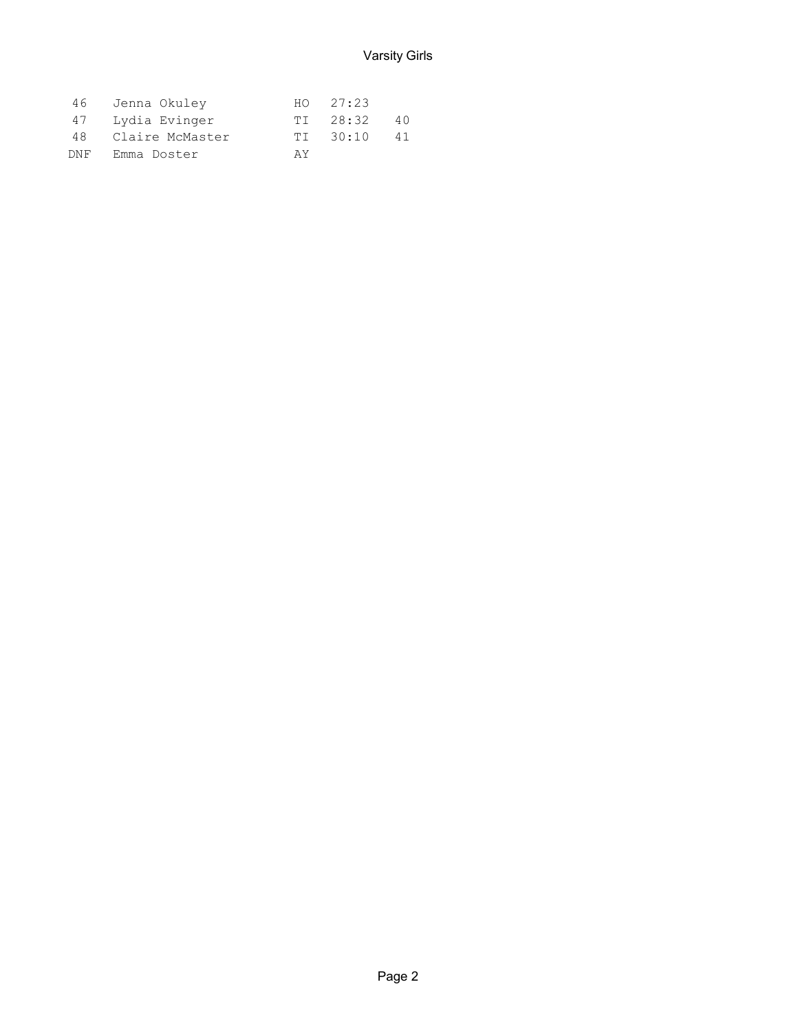## Varsity Girls

| | | | | |
|---|---|---|---|---|
| 46 | Jenna Okuley | HO | 27:23 | |
| 47 | Lydia Evinger | TI | 28:32 | 40 |
| 48 | Claire McMaster | TI | 30:10 | 41 |
| DNF | Emma Doster | AY | | |